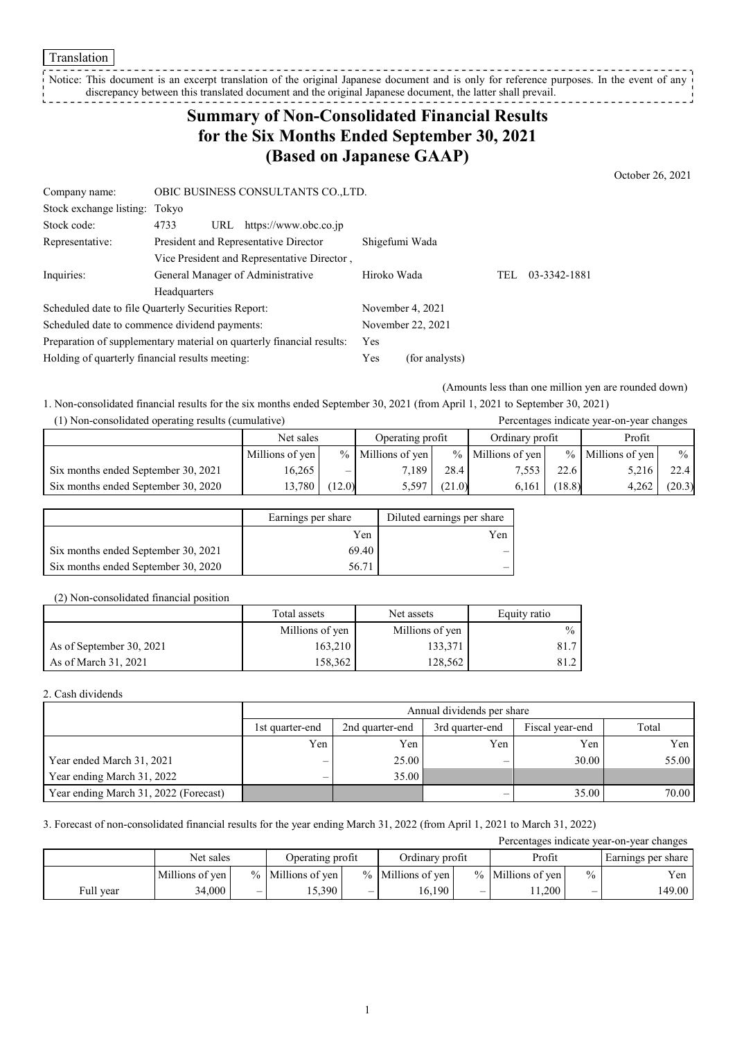Translation

Notice: This document is an excerpt translation of the original Japanese document and is only for reference purposes. In the event of any discrepancy between this translated document and the original Japanese document, the latter shall prevail.

# Summary of Non-Consolidated Financial Results for the Six Months Ended September 30, 2021 (Based on Japanese GAAP)

October 26, 2021

| | | |
|---|---|---|
| Company name: | OBIC BUSINESS CONSULTANTS CO.,LTD. | |
| Stock exchange listing: | Tokyo | |
| Stock code: | 4733 URL https://www.obc.co.jp | |
| Representative: | President and Representative Director | Shigefumi Wada |
| Inquiries: | Vice President and Representative Director, General Manager of Administrative Headquarters | Hiroko Wada TEL 03-3342-1881 |
| Scheduled date to file Quarterly Securities Report: | | November 4, 2021 |
| Scheduled date to commence dividend payments: | | November 22, 2021 |
| Preparation of supplementary material on quarterly financial results: | | Yes |
| Holding of quarterly financial results meeting: | | Yes (for analysts) |

(Amounts less than one million yen are rounded down)

1. Non-consolidated financial results for the six months ended September 30, 2021 (from April 1, 2021 to September 30, 2021)

(1) Non-consolidated operating results (cumulative)

Percentages indicate year-on-year changes

| | Net sales | | Operating profit | | Ordinary profit | | Profit | |
|---|---|---|---|---|---|---|---|---|
| | Millions of yen | % | Millions of yen | % | Millions of yen | % | Millions of yen | % |
| Six months ended September 30, 2021 | 16,265 | – | 7,189 | 28.4 | 7,553 | 22.6 | 5,216 | 22.4 |
| Six months ended September 30, 2020 | 13,780 | (12.0) | 5,597 | (21.0) | 6,161 | (18.8) | 4,262 | (20.3) |

| | Earnings per share | Diluted earnings per share |
|---|---|---|
| | Yen | Yen |
| Six months ended September 30, 2021 | 69.40 | – |
| Six months ended September 30, 2020 | 56.71 | – |

(2) Non-consolidated financial position

| | Total assets | Net assets | Equity ratio |
|---|---|---|---|
| | Millions of yen | Millions of yen | % |
| As of September 30, 2021 | 163,210 | 133,371 | 81.7 |
| As of March 31, 2021 | 158,362 | 128,562 | 81.2 |

2. Cash dividends

| | Annual dividends per share | | | | |
|---|---|---|---|---|---|
| | 1st quarter-end | 2nd quarter-end | 3rd quarter-end | Fiscal year-end | Total |
| | Yen | Yen | Yen | Yen | Yen |
| Year ended March 31, 2021 | – | 25.00 | – | 30.00 | 55.00 |
| Year ending March 31, 2022 | – | 35.00 | | | |
| Year ending March 31, 2022 (Forecast) | | | – | 35.00 | 70.00 |

3. Forecast of non-consolidated financial results for the year ending March 31, 2022 (from April 1, 2021 to March 31, 2022)

Percentages indicate year-on-year changes

| | Net sales | | Operating profit | | Ordinary profit | | Profit | | Earnings per share |
|---|---|---|---|---|---|---|---|---|---|
| | Millions of yen | % | Millions of yen | % | Millions of yen | % | Millions of yen | % | Yen |
| Full year | 34,000 | – | 15,390 | – | 16,190 | – | 11,200 | – | 149.00 |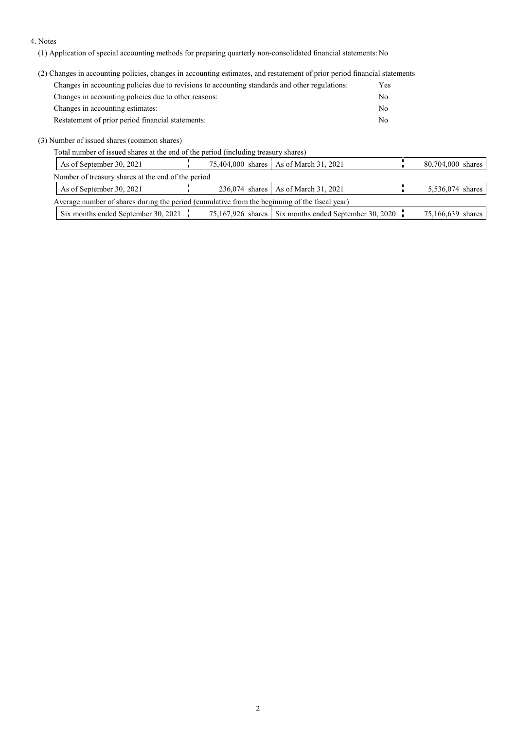4. Notes

(1) Application of special accounting methods for preparing quarterly non-consolidated financial statements: No

(2) Changes in accounting policies, changes in accounting estimates, and restatement of prior period financial statements

| | |
|---|---|
| Changes in accounting policies due to revisions to accounting standards and other regulations: | Yes |
| Changes in accounting policies due to other reasons: | No |
| Changes in accounting estimates: | No |
| Restatement of prior period financial statements: | No |

(3) Number of issued shares (common shares)

Total number of issued shares at the end of the period (including treasury shares)

| | | | |
|---|---|---|---|
| As of September 30, 2021 | 75,404,000 shares | As of March 31, 2021 | 80,704,000 shares |

Number of treasury shares at the end of the period

| | | | |
|---|---|---|---|
| As of September 30, 2021 | 236,074 shares | As of March 31, 2021 | 5,536,074 shares |

Average number of shares during the period (cumulative from the beginning of the fiscal year)

| | | | |
|---|---|---|---|
| Six months ended September 30, 2021 | 75,167,926 shares | Six months ended September 30, 2020 | 75,166,639 shares |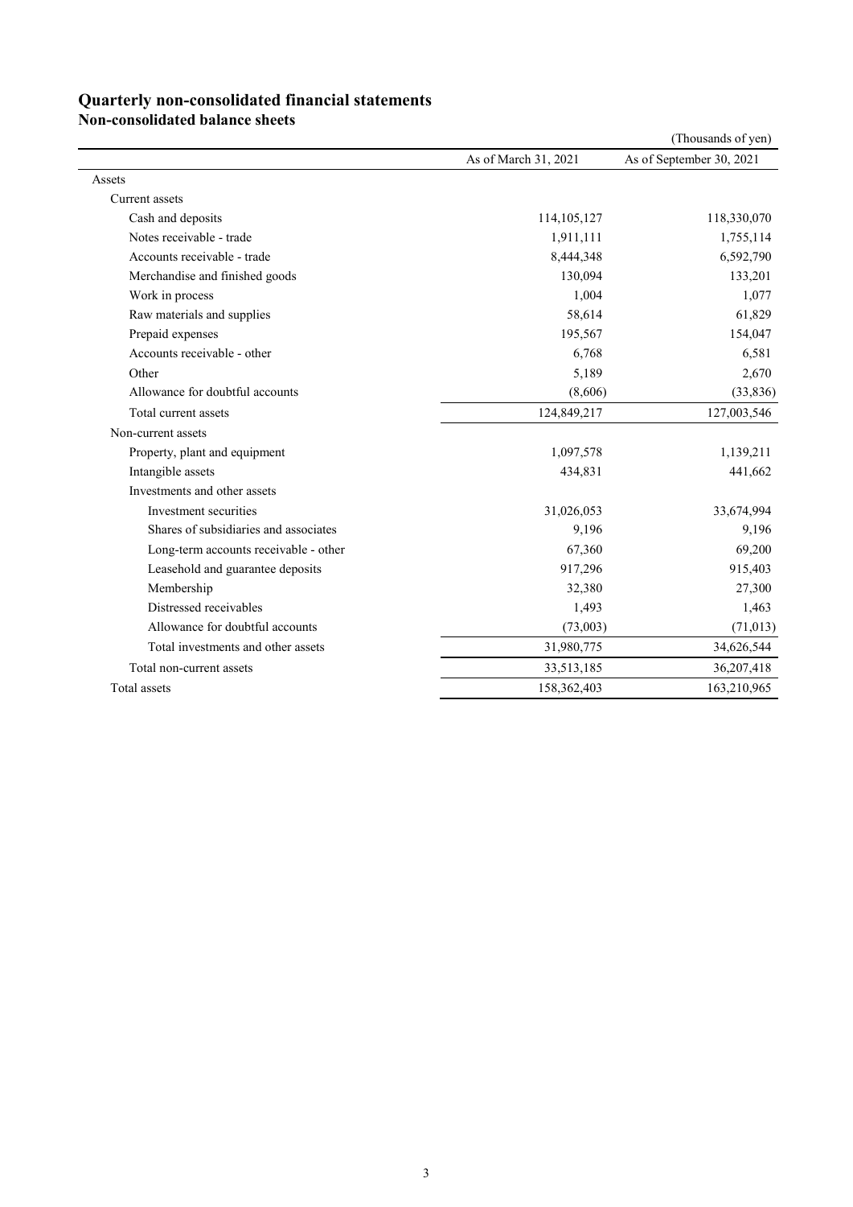# Quarterly non-consolidated financial statements

## Non-consolidated balance sheets

(Thousands of yen)

| | As of March 31, 2021 | As of September 30, 2021 |
|---|---|---|
| Assets | | |
| Current assets | | |
| Cash and deposits | 114,105,127 | 118,330,070 |
| Notes receivable - trade | 1,911,111 | 1,755,114 |
| Accounts receivable - trade | 8,444,348 | 6,592,790 |
| Merchandise and finished goods | 130,094 | 133,201 |
| Work in process | 1,004 | 1,077 |
| Raw materials and supplies | 58,614 | 61,829 |
| Prepaid expenses | 195,567 | 154,047 |
| Accounts receivable - other | 6,768 | 6,581 |
| Other | 5,189 | 2,670 |
| Allowance for doubtful accounts | (8,606) | (33,836) |
| Total current assets | 124,849,217 | 127,003,546 |
| Non-current assets | | |
| Property, plant and equipment | 1,097,578 | 1,139,211 |
| Intangible assets | 434,831 | 441,662 |
| Investments and other assets | | |
| Investment securities | 31,026,053 | 33,674,994 |
| Shares of subsidiaries and associates | 9,196 | 9,196 |
| Long-term accounts receivable - other | 67,360 | 69,200 |
| Leasehold and guarantee deposits | 917,296 | 915,403 |
| Membership | 32,380 | 27,300 |
| Distressed receivables | 1,493 | 1,463 |
| Allowance for doubtful accounts | (73,003) | (71,013) |
| Total investments and other assets | 31,980,775 | 34,626,544 |
| Total non-current assets | 33,513,185 | 36,207,418 |
| Total assets | 158,362,403 | 163,210,965 |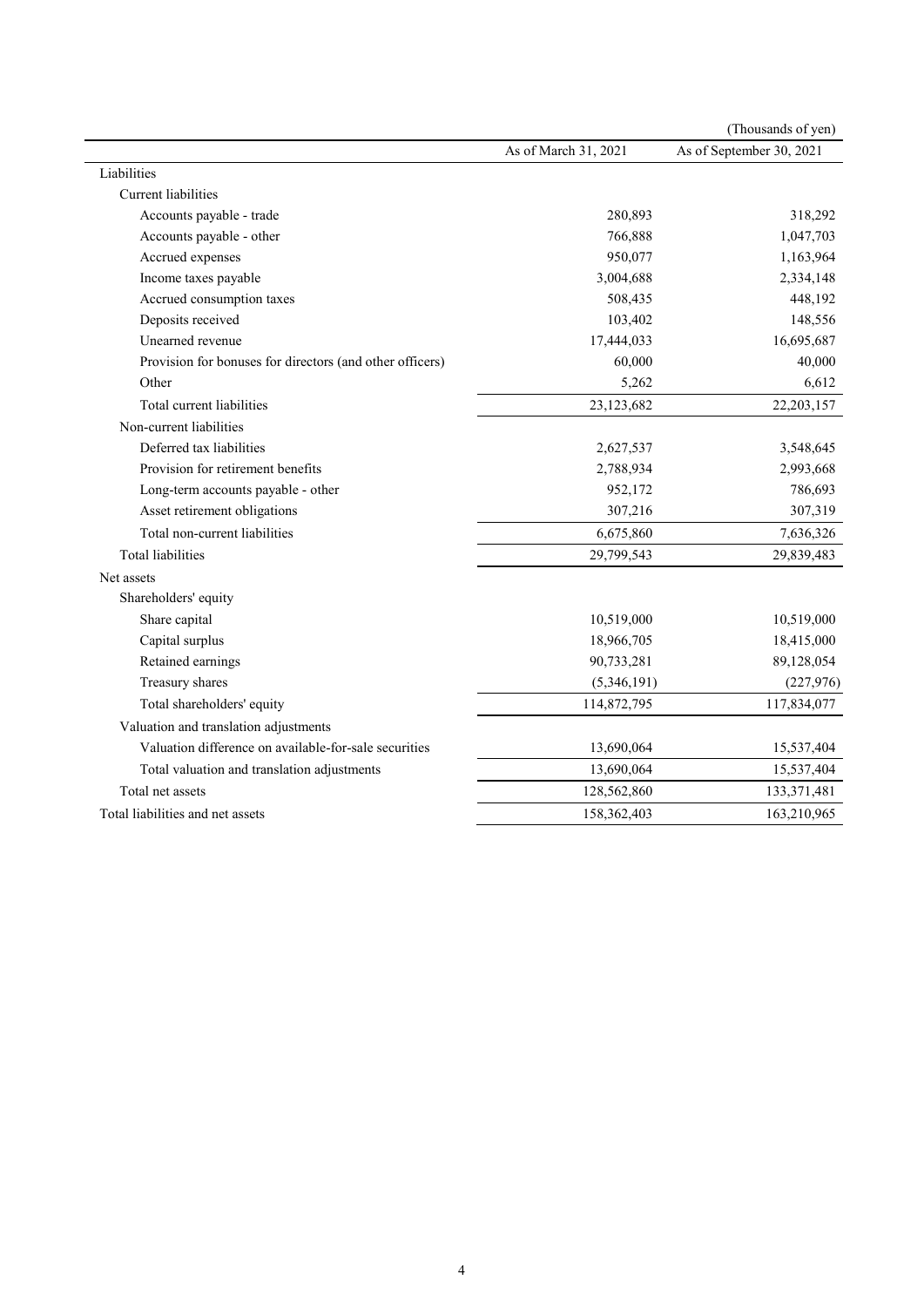(Thousands of yen)

| | As of March 31, 2021 | As of September 30, 2021 |
|---|---|---|
| Liabilities | | |
| Current liabilities | | |
| Accounts payable - trade | 280,893 | 318,292 |
| Accounts payable - other | 766,888 | 1,047,703 |
| Accrued expenses | 950,077 | 1,163,964 |
| Income taxes payable | 3,004,688 | 2,334,148 |
| Accrued consumption taxes | 508,435 | 448,192 |
| Deposits received | 103,402 | 148,556 |
| Unearned revenue | 17,444,033 | 16,695,687 |
| Provision for bonuses for directors (and other officers) | 60,000 | 40,000 |
| Other | 5,262 | 6,612 |
| Total current liabilities | 23,123,682 | 22,203,157 |
| Non-current liabilities | | |
| Deferred tax liabilities | 2,627,537 | 3,548,645 |
| Provision for retirement benefits | 2,788,934 | 2,993,668 |
| Long-term accounts payable - other | 952,172 | 786,693 |
| Asset retirement obligations | 307,216 | 307,319 |
| Total non-current liabilities | 6,675,860 | 7,636,326 |
| Total liabilities | 29,799,543 | 29,839,483 |
| Net assets | | |
| Shareholders' equity | | |
| Share capital | 10,519,000 | 10,519,000 |
| Capital surplus | 18,966,705 | 18,415,000 |
| Retained earnings | 90,733,281 | 89,128,054 |
| Treasury shares | (5,346,191) | (227,976) |
| Total shareholders' equity | 114,872,795 | 117,834,077 |
| Valuation and translation adjustments | | |
| Valuation difference on available-for-sale securities | 13,690,064 | 15,537,404 |
| Total valuation and translation adjustments | 13,690,064 | 15,537,404 |
| Total net assets | 128,562,860 | 133,371,481 |
| Total liabilities and net assets | 158,362,403 | 163,210,965 |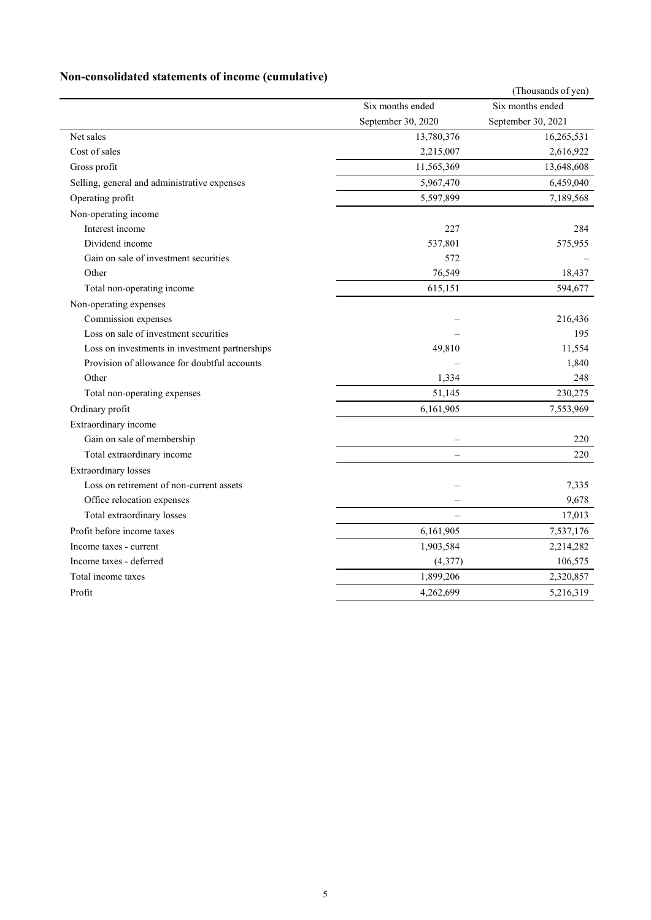## Non-consolidated statements of income (cumulative)

(Thousands of yen)

| | Six months ended September 30, 2020 | Six months ended September 30, 2021 |
|---|---|---|
| Net sales | 13,780,376 | 16,265,531 |
| Cost of sales | 2,215,007 | 2,616,922 |
| Gross profit | 11,565,369 | 13,648,608 |
| Selling, general and administrative expenses | 5,967,470 | 6,459,040 |
| Operating profit | 5,597,899 | 7,189,568 |
| Non-operating income | | |
| Interest income | 227 | 284 |
| Dividend income | 537,801 | 575,955 |
| Gain on sale of investment securities | 572 | – |
| Other | 76,549 | 18,437 |
| Total non-operating income | 615,151 | 594,677 |
| Non-operating expenses | | |
| Commission expenses | – | 216,436 |
| Loss on sale of investment securities | – | 195 |
| Loss on investments in investment partnerships | 49,810 | 11,554 |
| Provision of allowance for doubtful accounts | – | 1,840 |
| Other | 1,334 | 248 |
| Total non-operating expenses | 51,145 | 230,275 |
| Ordinary profit | 6,161,905 | 7,553,969 |
| Extraordinary income | | |
| Gain on sale of membership | – | 220 |
| Total extraordinary income | – | 220 |
| Extraordinary losses | | |
| Loss on retirement of non-current assets | – | 7,335 |
| Office relocation expenses | – | 9,678 |
| Total extraordinary losses | – | 17,013 |
| Profit before income taxes | 6,161,905 | 7,537,176 |
| Income taxes - current | 1,903,584 | 2,214,282 |
| Income taxes - deferred | (4,377) | 106,575 |
| Total income taxes | 1,899,206 | 2,320,857 |
| Profit | 4,262,699 | 5,216,319 |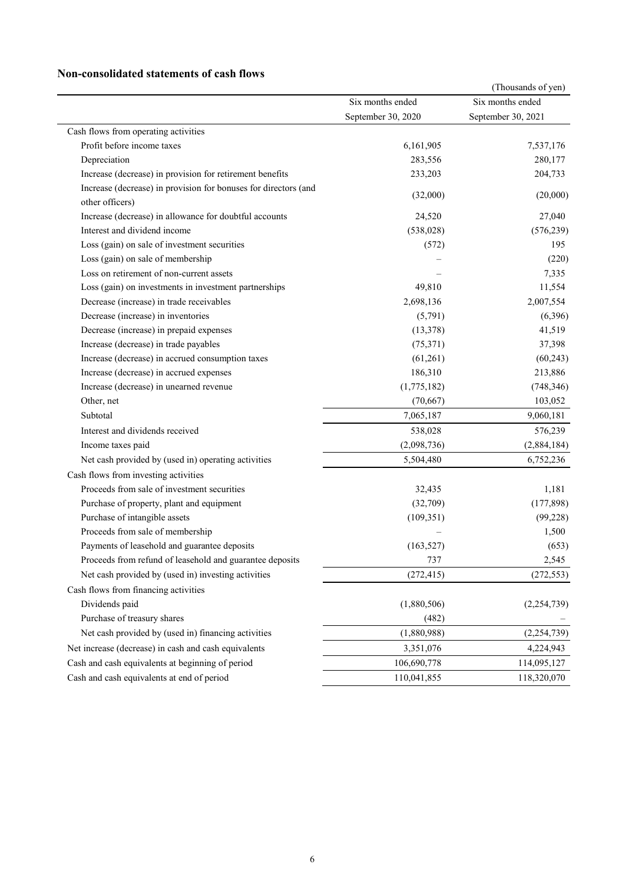## Non-consolidated statements of cash flows

(Thousands of yen)

| | Six months ended September 30, 2020 | Six months ended September 30, 2021 |
|---|---|---|
| Cash flows from operating activities | | |
| Profit before income taxes | 6,161,905 | 7,537,176 |
| Depreciation | 283,556 | 280,177 |
| Increase (decrease) in provision for retirement benefits | 233,203 | 204,733 |
| Increase (decrease) in provision for bonuses for directors (and other officers) | (32,000) | (20,000) |
| Increase (decrease) in allowance for doubtful accounts | 24,520 | 27,040 |
| Interest and dividend income | (538,028) | (576,239) |
| Loss (gain) on sale of investment securities | (572) | 195 |
| Loss (gain) on sale of membership | – | (220) |
| Loss on retirement of non-current assets | – | 7,335 |
| Loss (gain) on investments in investment partnerships | 49,810 | 11,554 |
| Decrease (increase) in trade receivables | 2,698,136 | 2,007,554 |
| Decrease (increase) in inventories | (5,791) | (6,396) |
| Decrease (increase) in prepaid expenses | (13,378) | 41,519 |
| Increase (decrease) in trade payables | (75,371) | 37,398 |
| Increase (decrease) in accrued consumption taxes | (61,261) | (60,243) |
| Increase (decrease) in accrued expenses | 186,310 | 213,886 |
| Increase (decrease) in unearned revenue | (1,775,182) | (748,346) |
| Other, net | (70,667) | 103,052 |
| Subtotal | 7,065,187 | 9,060,181 |
| Interest and dividends received | 538,028 | 576,239 |
| Income taxes paid | (2,098,736) | (2,884,184) |
| Net cash provided by (used in) operating activities | 5,504,480 | 6,752,236 |
| Cash flows from investing activities | | |
| Proceeds from sale of investment securities | 32,435 | 1,181 |
| Purchase of property, plant and equipment | (32,709) | (177,898) |
| Purchase of intangible assets | (109,351) | (99,228) |
| Proceeds from sale of membership | – | 1,500 |
| Payments of leasehold and guarantee deposits | (163,527) | (653) |
| Proceeds from refund of leasehold and guarantee deposits | 737 | 2,545 |
| Net cash provided by (used in) investing activities | (272,415) | (272,553) |
| Cash flows from financing activities | | |
| Dividends paid | (1,880,506) | (2,254,739) |
| Purchase of treasury shares | (482) | – |
| Net cash provided by (used in) financing activities | (1,880,988) | (2,254,739) |
| Net increase (decrease) in cash and cash equivalents | 3,351,076 | 4,224,943 |
| Cash and cash equivalents at beginning of period | 106,690,778 | 114,095,127 |
| Cash and cash equivalents at end of period | 110,041,855 | 118,320,070 |